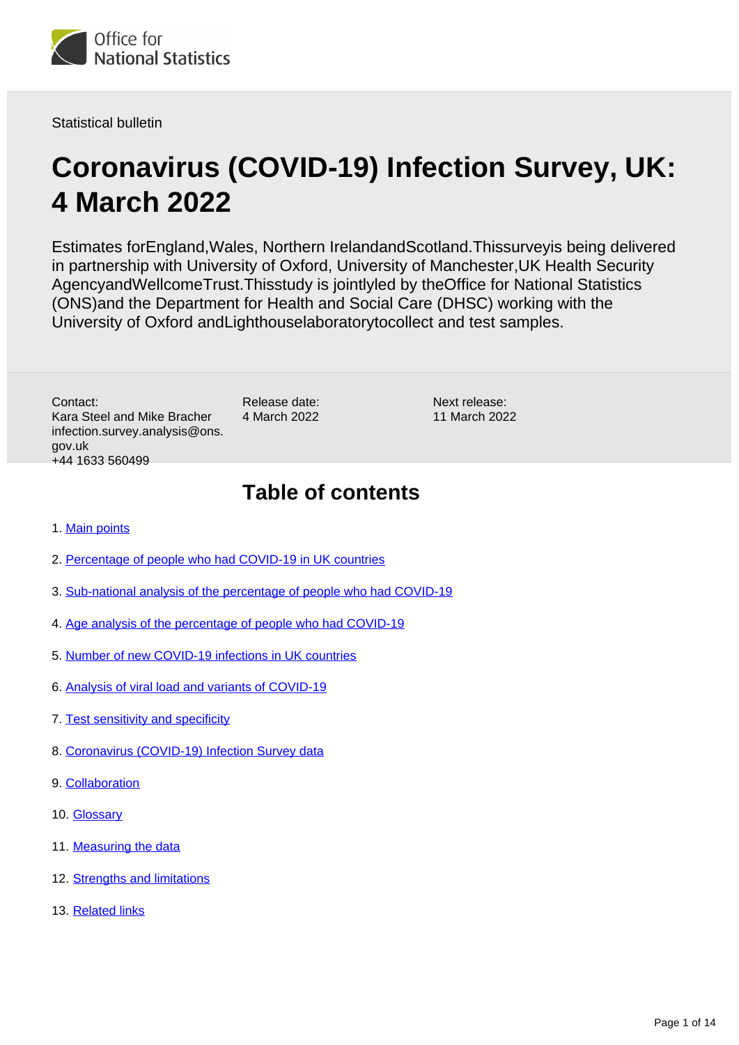Statistical bulletin

# Coronavirus (COVID-19) Infection Survey, UK: 4 March 2022

Estimates forEngland,Wales, Northern IrelandandScotland.Thissurveyis being delivered in partnership with University of Oxford, University of Manchester,UK Health Security AgencyandWellcomeTrust.Thisstudy is jointlyled by theOffice for National Statistics (ONS)and the Department for Health and Social Care (DHSC) working with the University of Oxford andLighthouselaboratorytocollect and test samples.

Contact:
Kara Steel and Mike Bracher
infection.survey.analysis@ons.gov.uk
+44 1633 560499

Release date:
4 March 2022

Next release:
11 March 2022

## Table of contents

1. Main points
2. Percentage of people who had COVID-19 in UK countries
3. Sub-national analysis of the percentage of people who had COVID-19
4. Age analysis of the percentage of people who had COVID-19
5. Number of new COVID-19 infections in UK countries
6. Analysis of viral load and variants of COVID-19
7. Test sensitivity and specificity
8. Coronavirus (COVID-19) Infection Survey data
9. Collaboration
10. Glossary
11. Measuring the data
12. Strengths and limitations
13. Related links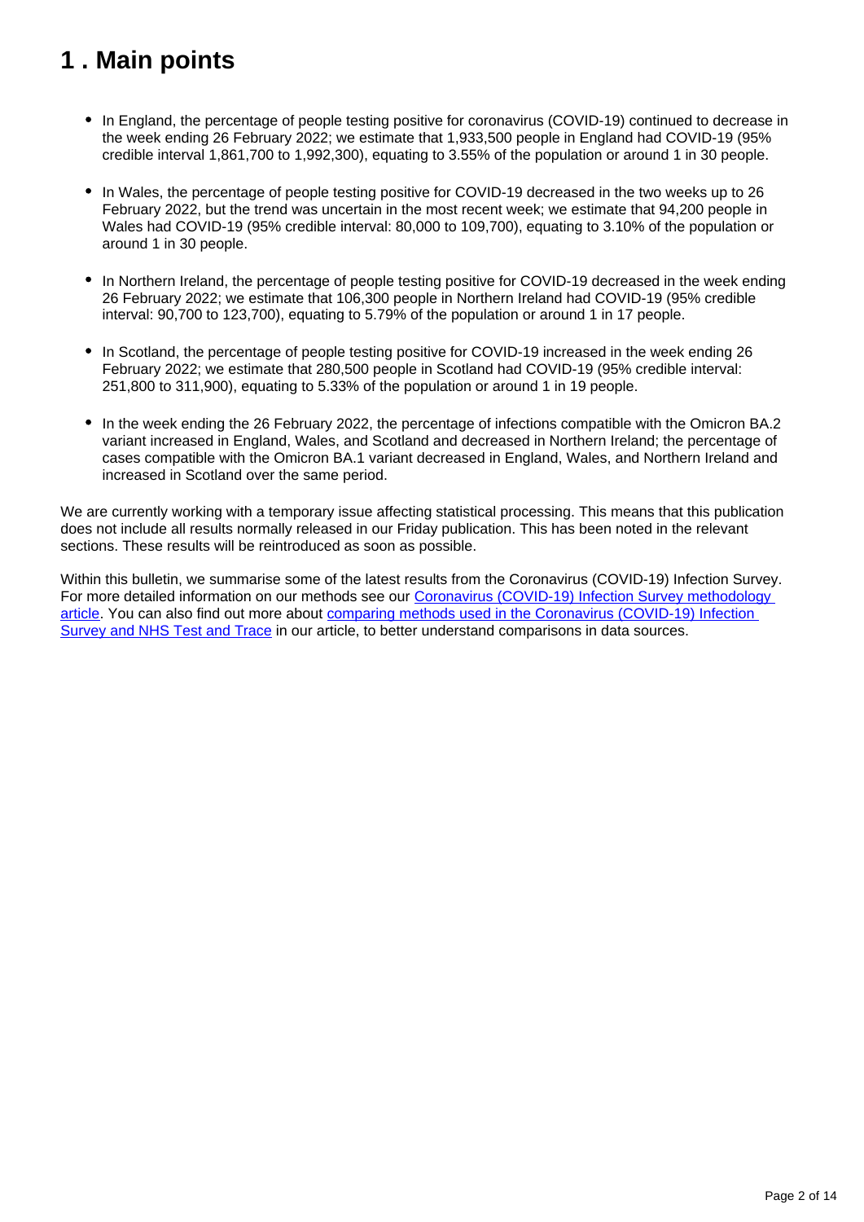# 1 . Main points

- In England, the percentage of people testing positive for coronavirus (COVID-19) continued to decrease in the week ending 26 February 2022; we estimate that 1,933,500 people in England had COVID-19 (95% credible interval 1,861,700 to 1,992,300), equating to 3.55% of the population or around 1 in 30 people.
- In Wales, the percentage of people testing positive for COVID-19 decreased in the two weeks up to 26 February 2022, but the trend was uncertain in the most recent week; we estimate that 94,200 people in Wales had COVID-19 (95% credible interval: 80,000 to 109,700), equating to 3.10% of the population or around 1 in 30 people.
- In Northern Ireland, the percentage of people testing positive for COVID-19 decreased in the week ending 26 February 2022; we estimate that 106,300 people in Northern Ireland had COVID-19 (95% credible interval: 90,700 to 123,700), equating to 5.79% of the population or around 1 in 17 people.
- In Scotland, the percentage of people testing positive for COVID-19 increased in the week ending 26 February 2022; we estimate that 280,500 people in Scotland had COVID-19 (95% credible interval: 251,800 to 311,900), equating to 5.33% of the population or around 1 in 19 people.
- In the week ending the 26 February 2022, the percentage of infections compatible with the Omicron BA.2 variant increased in England, Wales, and Scotland and decreased in Northern Ireland; the percentage of cases compatible with the Omicron BA.1 variant decreased in England, Wales, and Northern Ireland and increased in Scotland over the same period.

We are currently working with a temporary issue affecting statistical processing. This means that this publication does not include all results normally released in our Friday publication. This has been noted in the relevant sections. These results will be reintroduced as soon as possible.

Within this bulletin, we summarise some of the latest results from the Coronavirus (COVID-19) Infection Survey. For more detailed information on our methods see our [Coronavirus (COVID-19) Infection Survey methodology article](). You can also find out more about [comparing methods used in the Coronavirus (COVID-19) Infection Survey and NHS Test and Trace]() in our article, to better understand comparisons in data sources.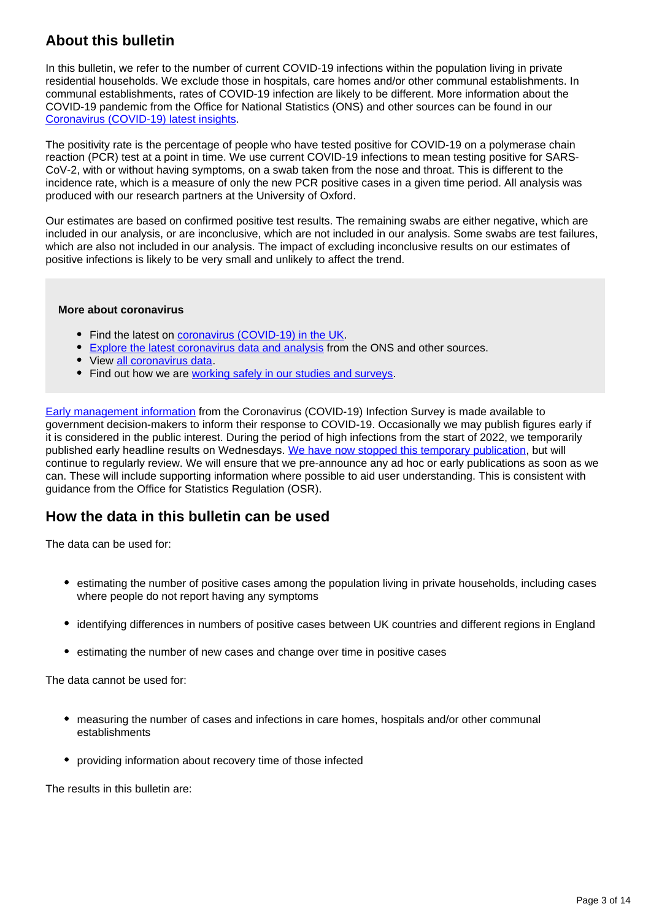## About this bulletin

In this bulletin, we refer to the number of current COVID-19 infections within the population living in private residential households. We exclude those in hospitals, care homes and/or other communal establishments. In communal establishments, rates of COVID-19 infection are likely to be different. More information about the COVID-19 pandemic from the Office for National Statistics (ONS) and other sources can be found in our [Coronavirus (COVID-19) latest insights](#).

The positivity rate is the percentage of people who have tested positive for COVID-19 on a polymerase chain reaction (PCR) test at a point in time. We use current COVID-19 infections to mean testing positive for SARS-CoV-2, with or without having symptoms, on a swab taken from the nose and throat. This is different to the incidence rate, which is a measure of only the new PCR positive cases in a given time period. All analysis was produced with our research partners at the University of Oxford.

Our estimates are based on confirmed positive test results. The remaining swabs are either negative, which are included in our analysis, or are inconclusive, which are not included in our analysis. Some swabs are test failures, which are also not included in our analysis. The impact of excluding inconclusive results on our estimates of positive infections is likely to be very small and unlikely to affect the trend.

**More about coronavirus**

- Find the latest on [coronavirus (COVID-19) in the UK](#).
- [Explore the latest coronavirus data and analysis](#) from the ONS and other sources.
- View [all coronavirus data](#).
- Find out how we are [working safely in our studies and surveys](#).

[Early management information](#) from the Coronavirus (COVID-19) Infection Survey is made available to government decision-makers to inform their response to COVID-19. Occasionally we may publish figures early if it is considered in the public interest. During the period of high infections from the start of 2022, we temporarily published early headline results on Wednesdays. [We have now stopped this temporary publication](#), but will continue to regularly review. We will ensure that we pre-announce any ad hoc or early publications as soon as we can. These will include supporting information where possible to aid user understanding. This is consistent with guidance from the Office for Statistics Regulation (OSR).

## How the data in this bulletin can be used

The data can be used for:

- estimating the number of positive cases among the population living in private households, including cases where people do not report having any symptoms
- identifying differences in numbers of positive cases between UK countries and different regions in England
- estimating the number of new cases and change over time in positive cases

The data cannot be used for:

- measuring the number of cases and infections in care homes, hospitals and/or other communal establishments
- providing information about recovery time of those infected

The results in this bulletin are: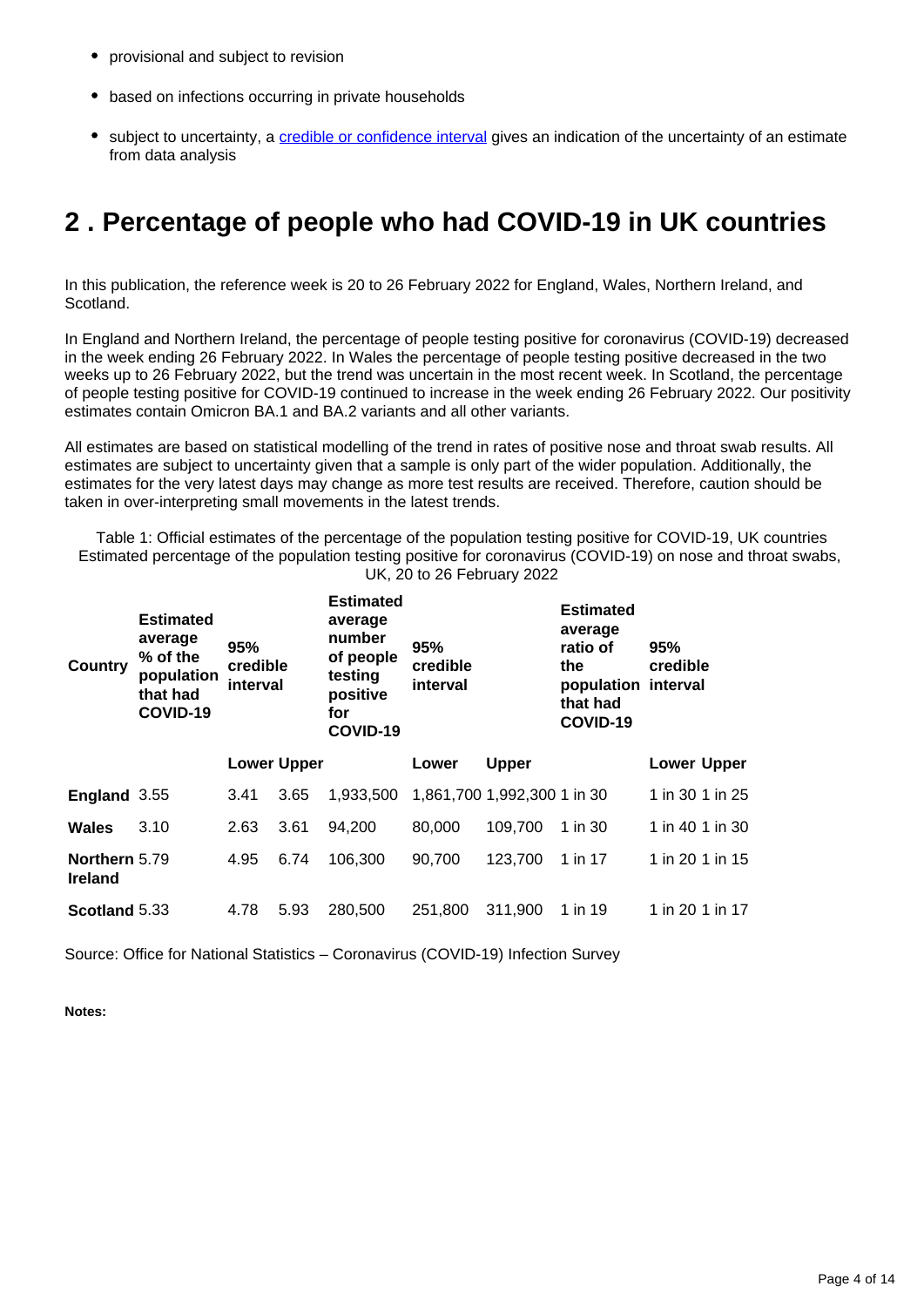- provisional and subject to revision
- based on infections occurring in private households
- subject to uncertainty, a [credible or confidence interval] gives an indication of the uncertainty of an estimate from data analysis

## 2 . Percentage of people who had COVID-19 in UK countries

In this publication, the reference week is 20 to 26 February 2022 for England, Wales, Northern Ireland, and Scotland.

In England and Northern Ireland, the percentage of people testing positive for coronavirus (COVID-19) decreased in the week ending 26 February 2022. In Wales the percentage of people testing positive decreased in the two weeks up to 26 February 2022, but the trend was uncertain in the most recent week. In Scotland, the percentage of people testing positive for COVID-19 continued to increase in the week ending 26 February 2022. Our positivity estimates contain Omicron BA.1 and BA.2 variants and all other variants.

All estimates are based on statistical modelling of the trend in rates of positive nose and throat swab results. All estimates are subject to uncertainty given that a sample is only part of the wider population. Additionally, the estimates for the very latest days may change as more test results are received. Therefore, caution should be taken in over-interpreting small movements in the latest trends.

Table 1: Official estimates of the percentage of the population testing positive for COVID-19, UK countries
Estimated percentage of the population testing positive for coronavirus (COVID-19) on nose and throat swabs, UK, 20 to 26 February 2022

| Country | Estimated average % of the population that had COVID-19 | 95% credible interval | | Estimated average number of people testing positive for COVID-19 | 95% credible interval | | Estimated average ratio of the population that had COVID-19 | 95% credible interval | |
|---|---|---|---|---|---|---|---|---|---|
| | | Lower | Upper | | Lower | Upper | | Lower | Upper |
| **England** | 3.55 | 3.41 | 3.65 | 1,933,500 | 1,861,700 | 1,992,300 | 1 in 30 | 1 in 30 | 1 in 25 |
| **Wales** | 3.10 | 2.63 | 3.61 | 94,200 | 80,000 | 109,700 | 1 in 30 | 1 in 40 | 1 in 30 |
| **Northern Ireland** | 5.79 | 4.95 | 6.74 | 106,300 | 90,700 | 123,700 | 1 in 17 | 1 in 20 | 1 in 15 |
| **Scotland** | 5.33 | 4.78 | 5.93 | 280,500 | 251,800 | 311,900 | 1 in 19 | 1 in 20 | 1 in 17 |

Source: Office for National Statistics – Coronavirus (COVID-19) Infection Survey

**Notes:**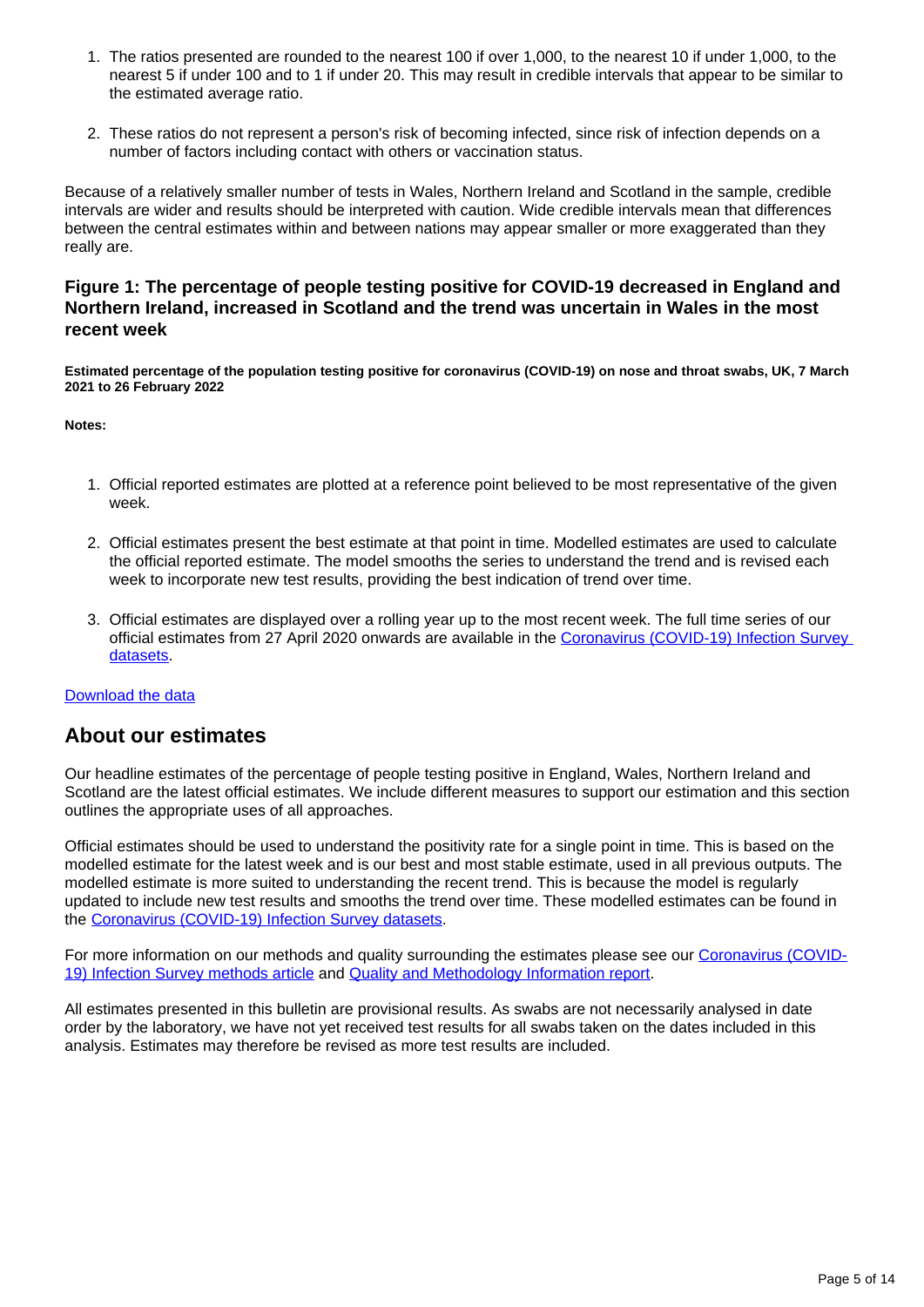1. The ratios presented are rounded to the nearest 100 if over 1,000, to the nearest 10 if under 1,000, to the nearest 5 if under 100 and to 1 if under 20. This may result in credible intervals that appear to be similar to the estimated average ratio.

2. These ratios do not represent a person's risk of becoming infected, since risk of infection depends on a number of factors including contact with others or vaccination status.

Because of a relatively smaller number of tests in Wales, Northern Ireland and Scotland in the sample, credible intervals are wider and results should be interpreted with caution. Wide credible intervals mean that differences between the central estimates within and between nations may appear smaller or more exaggerated than they really are.

### Figure 1: The percentage of people testing positive for COVID-19 decreased in England and Northern Ireland, increased in Scotland and the trend was uncertain in Wales in the most recent week

**Estimated percentage of the population testing positive for coronavirus (COVID-19) on nose and throat swabs, UK, 7 March 2021 to 26 February 2022**

**Notes:**

1. Official reported estimates are plotted at a reference point believed to be most representative of the given week.

2. Official estimates present the best estimate at that point in time. Modelled estimates are used to calculate the official reported estimate. The model smooths the series to understand the trend and is revised each week to incorporate new test results, providing the best indication of trend over time.

3. Official estimates are displayed over a rolling year up to the most recent week. The full time series of our official estimates from 27 April 2020 onwards are available in the Coronavirus (COVID-19) Infection Survey datasets.

Download the data

## About our estimates

Our headline estimates of the percentage of people testing positive in England, Wales, Northern Ireland and Scotland are the latest official estimates. We include different measures to support our estimation and this section outlines the appropriate uses of all approaches.

Official estimates should be used to understand the positivity rate for a single point in time. This is based on the modelled estimate for the latest week and is our best and most stable estimate, used in all previous outputs. The modelled estimate is more suited to understanding the recent trend. This is because the model is regularly updated to include new test results and smooths the trend over time. These modelled estimates can be found in the Coronavirus (COVID-19) Infection Survey datasets.

For more information on our methods and quality surrounding the estimates please see our Coronavirus (COVID-19) Infection Survey methods article and Quality and Methodology Information report.

All estimates presented in this bulletin are provisional results. As swabs are not necessarily analysed in date order by the laboratory, we have not yet received test results for all swabs taken on the dates included in this analysis. Estimates may therefore be revised as more test results are included.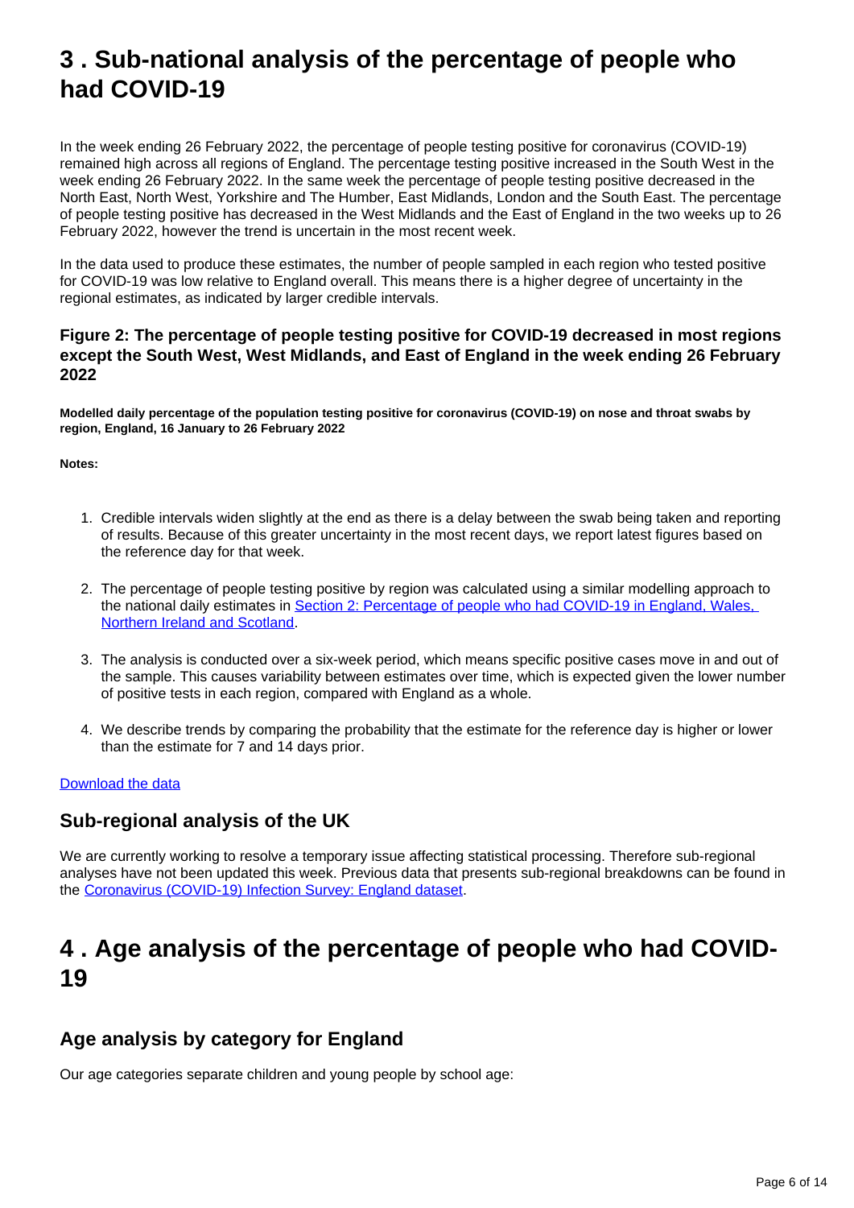## 3 . Sub-national analysis of the percentage of people who had COVID-19

In the week ending 26 February 2022, the percentage of people testing positive for coronavirus (COVID-19) remained high across all regions of England. The percentage testing positive increased in the South West in the week ending 26 February 2022. In the same week the percentage of people testing positive decreased in the North East, North West, Yorkshire and The Humber, East Midlands, London and the South East. The percentage of people testing positive has decreased in the West Midlands and the East of England in the two weeks up to 26 February 2022, however the trend is uncertain in the most recent week.

In the data used to produce these estimates, the number of people sampled in each region who tested positive for COVID-19 was low relative to England overall. This means there is a higher degree of uncertainty in the regional estimates, as indicated by larger credible intervals.

### Figure 2: The percentage of people testing positive for COVID-19 decreased in most regions except the South West, West Midlands, and East of England in the week ending 26 February 2022

**Modelled daily percentage of the population testing positive for coronavirus (COVID-19) on nose and throat swabs by region, England, 16 January to 26 February 2022**

**Notes:**

1. Credible intervals widen slightly at the end as there is a delay between the swab being taken and reporting of results. Because of this greater uncertainty in the most recent days, we report latest figures based on the reference day for that week.
2. The percentage of people testing positive by region was calculated using a similar modelling approach to the national daily estimates in Section 2: Percentage of people who had COVID-19 in England, Wales, Northern Ireland and Scotland.
3. The analysis is conducted over a six-week period, which means specific positive cases move in and out of the sample. This causes variability between estimates over time, which is expected given the lower number of positive tests in each region, compared with England as a whole.
4. We describe trends by comparing the probability that the estimate for the reference day is higher or lower than the estimate for 7 and 14 days prior.

Download the data

### Sub-regional analysis of the UK

We are currently working to resolve a temporary issue affecting statistical processing. Therefore sub-regional analyses have not been updated this week. Previous data that presents sub-regional breakdowns can be found in the Coronavirus (COVID-19) Infection Survey: England dataset.

## 4 . Age analysis of the percentage of people who had COVID-19

### Age analysis by category for England

Our age categories separate children and young people by school age: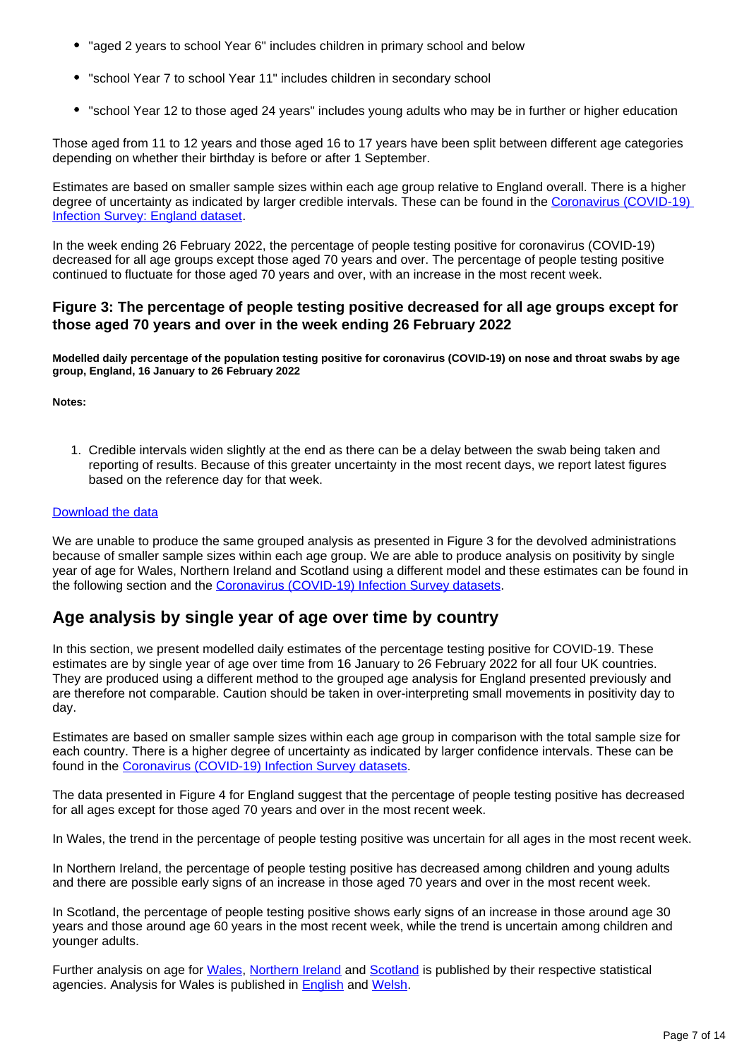- "aged 2 years to school Year 6" includes children in primary school and below
- "school Year 7 to school Year 11" includes children in secondary school
- "school Year 12 to those aged 24 years" includes young adults who may be in further or higher education

Those aged from 11 to 12 years and those aged 16 to 17 years have been split between different age categories depending on whether their birthday is before or after 1 September.

Estimates are based on smaller sample sizes within each age group relative to England overall. There is a higher degree of uncertainty as indicated by larger credible intervals. These can be found in the [Coronavirus (COVID-19) Infection Survey: England dataset](#).

In the week ending 26 February 2022, the percentage of people testing positive for coronavirus (COVID-19) decreased for all age groups except those aged 70 years and over. The percentage of people testing positive continued to fluctuate for those aged 70 years and over, with an increase in the most recent week.

### Figure 3: The percentage of people testing positive decreased for all age groups except for those aged 70 years and over in the week ending 26 February 2022

**Modelled daily percentage of the population testing positive for coronavirus (COVID-19) on nose and throat swabs by age group, England, 16 January to 26 February 2022**

**Notes:**

1. Credible intervals widen slightly at the end as there can be a delay between the swab being taken and reporting of results. Because of this greater uncertainty in the most recent days, we report latest figures based on the reference day for that week.

[Download the data](#)

We are unable to produce the same grouped analysis as presented in Figure 3 for the devolved administrations because of smaller sample sizes within each age group. We are able to produce analysis on positivity by single year of age for Wales, Northern Ireland and Scotland using a different model and these estimates can be found in the following section and the [Coronavirus (COVID-19) Infection Survey datasets](#).

## Age analysis by single year of age over time by country

In this section, we present modelled daily estimates of the percentage testing positive for COVID-19. These estimates are by single year of age over time from 16 January to 26 February 2022 for all four UK countries. They are produced using a different method to the grouped age analysis for England presented previously and are therefore not comparable. Caution should be taken in over-interpreting small movements in positivity day to day.

Estimates are based on smaller sample sizes within each age group in comparison with the total sample size for each country. There is a higher degree of uncertainty as indicated by larger confidence intervals. These can be found in the [Coronavirus (COVID-19) Infection Survey datasets](#).

The data presented in Figure 4 for England suggest that the percentage of people testing positive has decreased for all ages except for those aged 70 years and over in the most recent week.

In Wales, the trend in the percentage of people testing positive was uncertain for all ages in the most recent week.

In Northern Ireland, the percentage of people testing positive has decreased among children and young adults and there are possible early signs of an increase in those aged 70 years and over in the most recent week.

In Scotland, the percentage of people testing positive shows early signs of an increase in those around age 30 years and those around age 60 years in the most recent week, while the trend is uncertain among children and younger adults.

Further analysis on age for [Wales](#), [Northern Ireland](#) and [Scotland](#) is published by their respective statistical agencies. Analysis for Wales is published in [English](#) and [Welsh](#).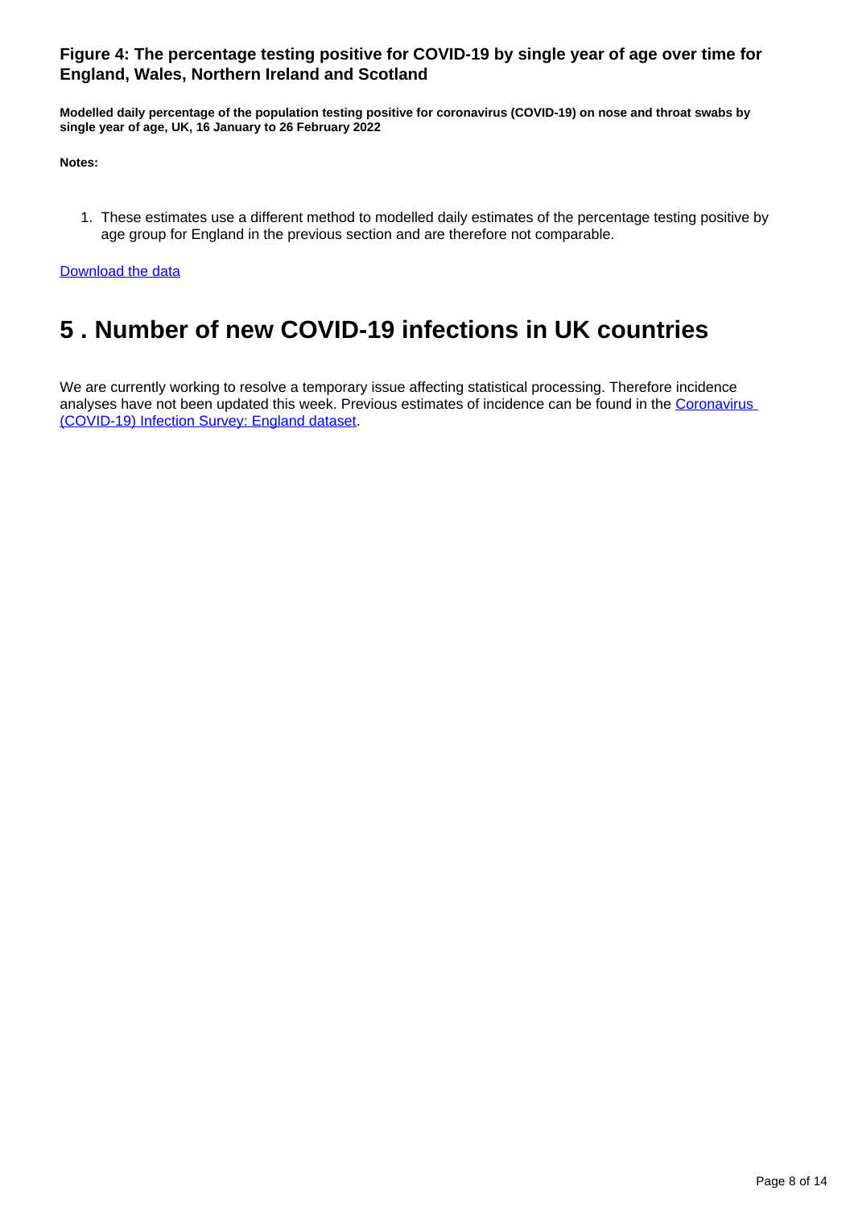### Figure 4: The percentage testing positive for COVID-19 by single year of age over time for England, Wales, Northern Ireland and Scotland

**Modelled daily percentage of the population testing positive for coronavirus (COVID-19) on nose and throat swabs by single year of age, UK, 16 January to 26 February 2022**

**Notes:**

1. These estimates use a different method to modelled daily estimates of the percentage testing positive by age group for England in the previous section and are therefore not comparable.

[Download the data](#)

## 5 . Number of new COVID-19 infections in UK countries

We are currently working to resolve a temporary issue affecting statistical processing. Therefore incidence analyses have not been updated this week. Previous estimates of incidence can be found in the [Coronavirus (COVID-19) Infection Survey: England dataset](#).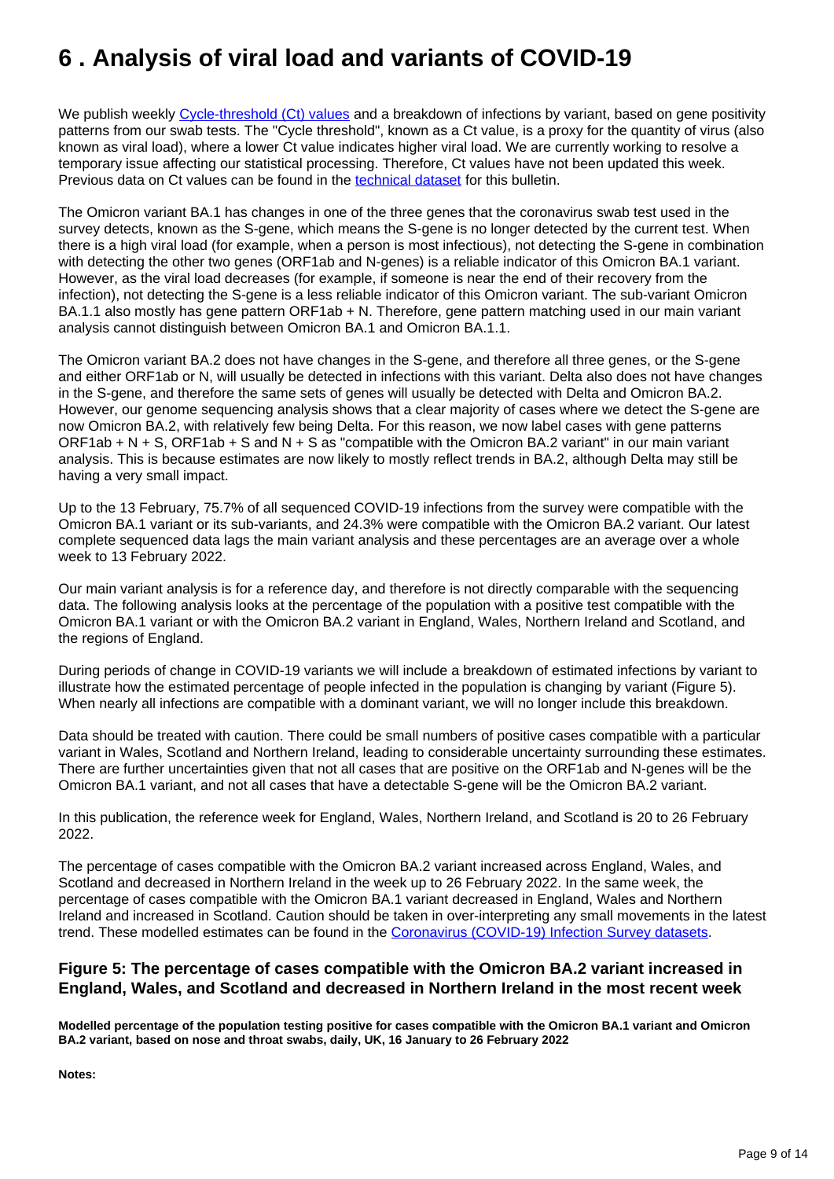# 6 . Analysis of viral load and variants of COVID-19

We publish weekly [Cycle-threshold (Ct) values](https://www.ons.gov.uk/peoplepopulationandcommunity/healthandsocialcare/conditionsanddiseases/datasets/covid19infectionsurveytechnicaldata) and a breakdown of infections by variant, based on gene positivity patterns from our swab tests. The "Cycle threshold", known as a Ct value, is a proxy for the quantity of virus (also known as viral load), where a lower Ct value indicates higher viral load. We are currently working to resolve a temporary issue affecting our statistical processing. Therefore, Ct values have not been updated this week. Previous data on Ct values can be found in the [technical dataset](https://www.ons.gov.uk/peoplepopulationandcommunity/healthandsocialcare/conditionsanddiseases/datasets/covid19infectionsurveytechnicaldata) for this bulletin.

The Omicron variant BA.1 has changes in one of the three genes that the coronavirus swab test used in the survey detects, known as the S-gene, which means the S-gene is no longer detected by the current test. When there is a high viral load (for example, when a person is most infectious), not detecting the S-gene in combination with detecting the other two genes (ORF1ab and N-genes) is a reliable indicator of this Omicron BA.1 variant. However, as the viral load decreases (for example, if someone is near the end of their recovery from the infection), not detecting the S-gene is a less reliable indicator of this Omicron variant. The sub-variant Omicron BA.1.1 also mostly has gene pattern ORF1ab + N. Therefore, gene pattern matching used in our main variant analysis cannot distinguish between Omicron BA.1 and Omicron BA.1.1.

The Omicron variant BA.2 does not have changes in the S-gene, and therefore all three genes, or the S-gene and either ORF1ab or N, will usually be detected in infections with this variant. Delta also does not have changes in the S-gene, and therefore the same sets of genes will usually be detected with Delta and Omicron BA.2. However, our genome sequencing analysis shows that a clear majority of cases where we detect the S-gene are now Omicron BA.2, with relatively few being Delta. For this reason, we now label cases with gene patterns ORF1ab + N + S, ORF1ab + S and N + S as "compatible with the Omicron BA.2 variant" in our main variant analysis. This is because estimates are now likely to mostly reflect trends in BA.2, although Delta may still be having a very small impact.

Up to the 13 February, 75.7% of all sequenced COVID-19 infections from the survey were compatible with the Omicron BA.1 variant or its sub-variants, and 24.3% were compatible with the Omicron BA.2 variant. Our latest complete sequenced data lags the main variant analysis and these percentages are an average over a whole week to 13 February 2022.

Our main variant analysis is for a reference day, and therefore is not directly comparable with the sequencing data. The following analysis looks at the percentage of the population with a positive test compatible with the Omicron BA.1 variant or with the Omicron BA.2 variant in England, Wales, Northern Ireland and Scotland, and the regions of England.

During periods of change in COVID-19 variants we will include a breakdown of estimated infections by variant to illustrate how the estimated percentage of people infected in the population is changing by variant (Figure 5). When nearly all infections are compatible with a dominant variant, we will no longer include this breakdown.

Data should be treated with caution. There could be small numbers of positive cases compatible with a particular variant in Wales, Scotland and Northern Ireland, leading to considerable uncertainty surrounding these estimates. There are further uncertainties given that not all cases that are positive on the ORF1ab and N-genes will be the Omicron BA.1 variant, and not all cases that have a detectable S-gene will be the Omicron BA.2 variant.

In this publication, the reference week for England, Wales, Northern Ireland, and Scotland is 20 to 26 February 2022.

The percentage of cases compatible with the Omicron BA.2 variant increased across England, Wales, and Scotland and decreased in Northern Ireland in the week up to 26 February 2022. In the same week, the percentage of cases compatible with the Omicron BA.1 variant decreased in England, Wales and Northern Ireland and increased in Scotland. Caution should be taken in over-interpreting any small movements in the latest trend. These modelled estimates can be found in the [Coronavirus (COVID-19) Infection Survey datasets](https://www.ons.gov.uk/peoplepopulationandcommunity/healthandsocialcare/conditionsanddiseases/datasets/coronaviruscovid19infectionsurveydata).

### Figure 5: The percentage of cases compatible with the Omicron BA.2 variant increased in England, Wales, and Scotland and decreased in Northern Ireland in the most recent week

**Modelled percentage of the population testing positive for cases compatible with the Omicron BA.1 variant and Omicron BA.2 variant, based on nose and throat swabs, daily, UK, 16 January to 26 February 2022**

**Notes:**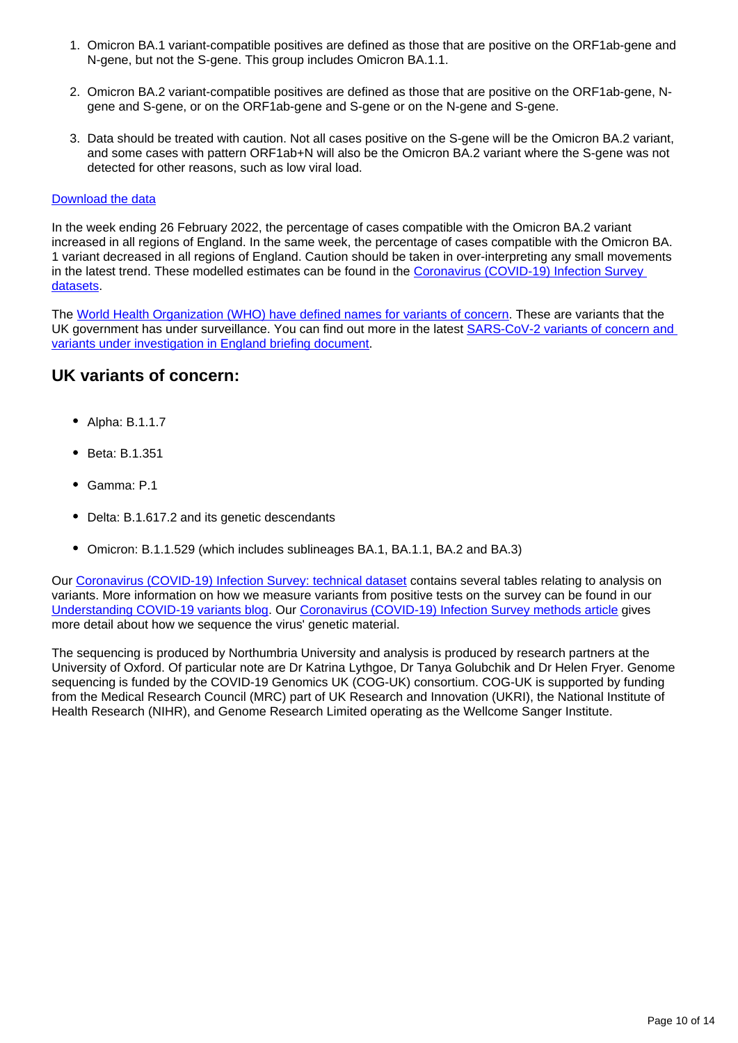1. Omicron BA.1 variant-compatible positives are defined as those that are positive on the ORF1ab-gene and N-gene, but not the S-gene. This group includes Omicron BA.1.1.
2. Omicron BA.2 variant-compatible positives are defined as those that are positive on the ORF1ab-gene, N-gene and S-gene, or on the ORF1ab-gene and S-gene or on the N-gene and S-gene.
3. Data should be treated with caution. Not all cases positive on the S-gene will be the Omicron BA.2 variant, and some cases with pattern ORF1ab+N will also be the Omicron BA.2 variant where the S-gene was not detected for other reasons, such as low viral load.

Download the data

In the week ending 26 February 2022, the percentage of cases compatible with the Omicron BA.2 variant increased in all regions of England. In the same week, the percentage of cases compatible with the Omicron BA. 1 variant decreased in all regions of England. Caution should be taken in over-interpreting any small movements in the latest trend. These modelled estimates can be found in the Coronavirus (COVID-19) Infection Survey datasets.

The World Health Organization (WHO) have defined names for variants of concern. These are variants that the UK government has under surveillance. You can find out more in the latest SARS-CoV-2 variants of concern and variants under investigation in England briefing document.

## UK variants of concern:

- Alpha: B.1.1.7
- Beta: B.1.351
- Gamma: P.1
- Delta: B.1.617.2 and its genetic descendants
- Omicron: B.1.1.529 (which includes sublineages BA.1, BA.1.1, BA.2 and BA.3)

Our Coronavirus (COVID-19) Infection Survey: technical dataset contains several tables relating to analysis on variants. More information on how we measure variants from positive tests on the survey can be found in our Understanding COVID-19 variants blog. Our Coronavirus (COVID-19) Infection Survey methods article gives more detail about how we sequence the virus' genetic material.

The sequencing is produced by Northumbria University and analysis is produced by research partners at the University of Oxford. Of particular note are Dr Katrina Lythgoe, Dr Tanya Golubchik and Dr Helen Fryer. Genome sequencing is funded by the COVID-19 Genomics UK (COG-UK) consortium. COG-UK is supported by funding from the Medical Research Council (MRC) part of UK Research and Innovation (UKRI), the National Institute of Health Research (NIHR), and Genome Research Limited operating as the Wellcome Sanger Institute.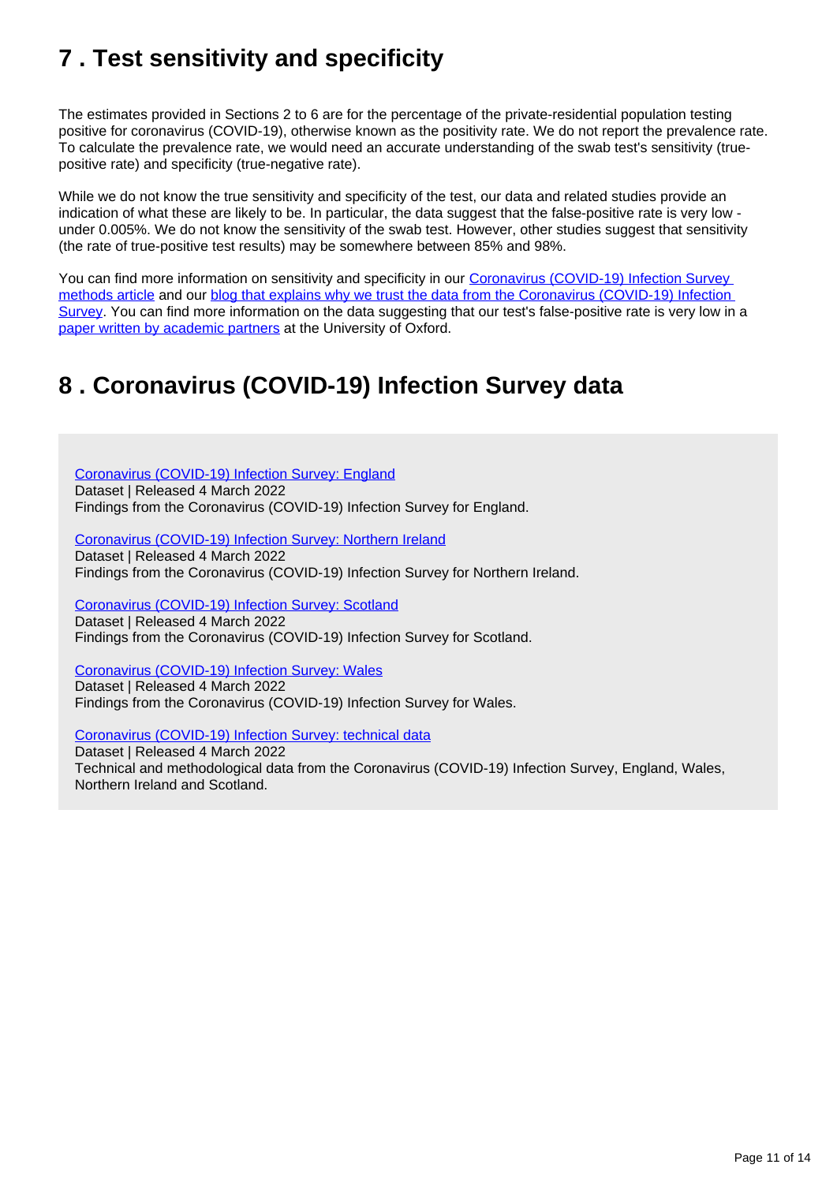## 7 . Test sensitivity and specificity

The estimates provided in Sections 2 to 6 are for the percentage of the private-residential population testing positive for coronavirus (COVID-19), otherwise known as the positivity rate. We do not report the prevalence rate. To calculate the prevalence rate, we would need an accurate understanding of the swab test's sensitivity (true-positive rate) and specificity (true-negative rate).

While we do not know the true sensitivity and specificity of the test, our data and related studies provide an indication of what these are likely to be. In particular, the data suggest that the false-positive rate is very low - under 0.005%. We do not know the sensitivity of the swab test. However, other studies suggest that sensitivity (the rate of true-positive test results) may be somewhere between 85% and 98%.

You can find more information on sensitivity and specificity in our Coronavirus (COVID-19) Infection Survey methods article and our blog that explains why we trust the data from the Coronavirus (COVID-19) Infection Survey. You can find more information on the data suggesting that our test's false-positive rate is very low in a paper written by academic partners at the University of Oxford.

## 8 . Coronavirus (COVID-19) Infection Survey data

Coronavirus (COVID-19) Infection Survey: England
Dataset | Released 4 March 2022
Findings from the Coronavirus (COVID-19) Infection Survey for England.

Coronavirus (COVID-19) Infection Survey: Northern Ireland
Dataset | Released 4 March 2022
Findings from the Coronavirus (COVID-19) Infection Survey for Northern Ireland.

Coronavirus (COVID-19) Infection Survey: Scotland
Dataset | Released 4 March 2022
Findings from the Coronavirus (COVID-19) Infection Survey for Scotland.

Coronavirus (COVID-19) Infection Survey: Wales
Dataset | Released 4 March 2022
Findings from the Coronavirus (COVID-19) Infection Survey for Wales.

Coronavirus (COVID-19) Infection Survey: technical data
Dataset | Released 4 March 2022
Technical and methodological data from the Coronavirus (COVID-19) Infection Survey, England, Wales, Northern Ireland and Scotland.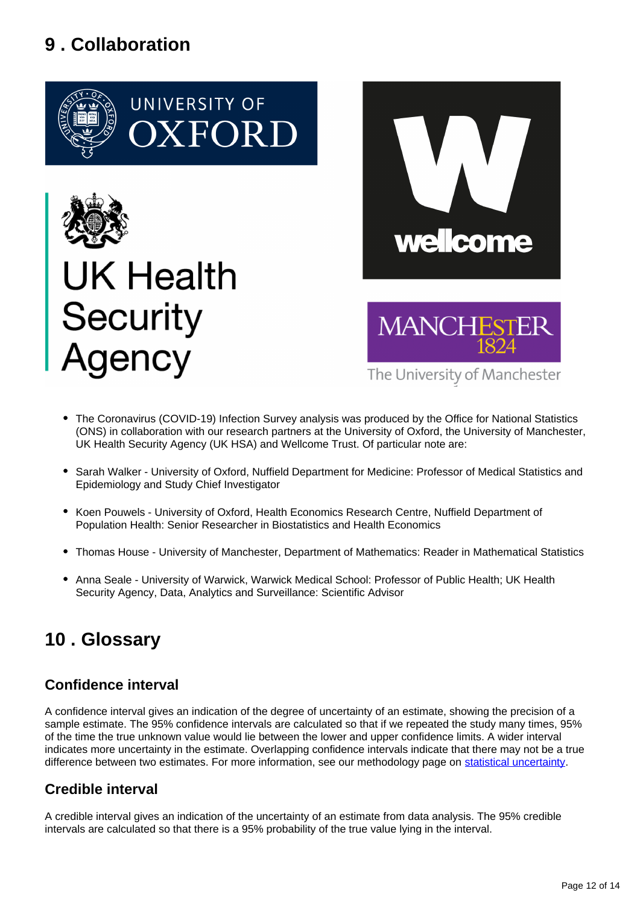## 9 . Collaboration

- The Coronavirus (COVID-19) Infection Survey analysis was produced by the Office for National Statistics (ONS) in collaboration with our research partners at the University of Oxford, the University of Manchester, UK Health Security Agency (UK HSA) and Wellcome Trust. Of particular note are:
- Sarah Walker - University of Oxford, Nuffield Department for Medicine: Professor of Medical Statistics and Epidemiology and Study Chief Investigator
- Koen Pouwels - University of Oxford, Health Economics Research Centre, Nuffield Department of Population Health: Senior Researcher in Biostatistics and Health Economics
- Thomas House - University of Manchester, Department of Mathematics: Reader in Mathematical Statistics
- Anna Seale - University of Warwick, Warwick Medical School: Professor of Public Health; UK Health Security Agency, Data, Analytics and Surveillance: Scientific Advisor

## 10 . Glossary

### Confidence interval

A confidence interval gives an indication of the degree of uncertainty of an estimate, showing the precision of a sample estimate. The 95% confidence intervals are calculated so that if we repeated the study many times, 95% of the time the true unknown value would lie between the lower and upper confidence limits. A wider interval indicates more uncertainty in the estimate. Overlapping confidence intervals indicate that there may not be a true difference between two estimates. For more information, see our methodology page on statistical uncertainty.

### Credible interval

A credible interval gives an indication of the uncertainty of an estimate from data analysis. The 95% credible intervals are calculated so that there is a 95% probability of the true value lying in the interval.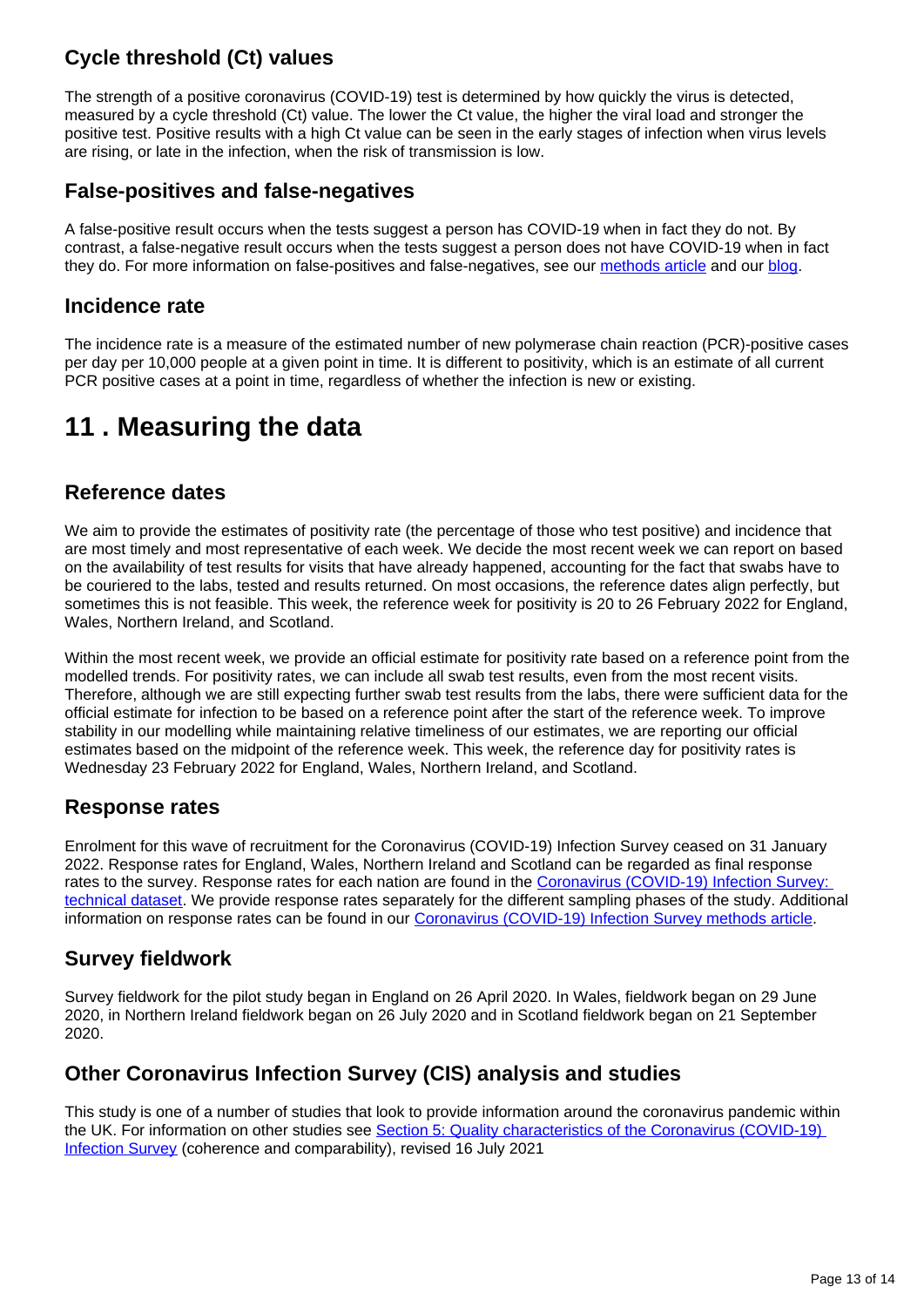### Cycle threshold (Ct) values

The strength of a positive coronavirus (COVID-19) test is determined by how quickly the virus is detected, measured by a cycle threshold (Ct) value. The lower the Ct value, the higher the viral load and stronger the positive test. Positive results with a high Ct value can be seen in the early stages of infection when virus levels are rising, or late in the infection, when the risk of transmission is low.

### False-positives and false-negatives

A false-positive result occurs when the tests suggest a person has COVID-19 when in fact they do not. By contrast, a false-negative result occurs when the tests suggest a person does not have COVID-19 when in fact they do. For more information on false-positives and false-negatives, see our [methods article] and our [blog].

### Incidence rate

The incidence rate is a measure of the estimated number of new polymerase chain reaction (PCR)-positive cases per day per 10,000 people at a given point in time. It is different to positivity, which is an estimate of all current PCR positive cases at a point in time, regardless of whether the infection is new or existing.

## 11 . Measuring the data

### Reference dates

We aim to provide the estimates of positivity rate (the percentage of those who test positive) and incidence that are most timely and most representative of each week. We decide the most recent week we can report on based on the availability of test results for visits that have already happened, accounting for the fact that swabs have to be couriered to the labs, tested and results returned. On most occasions, the reference dates align perfectly, but sometimes this is not feasible. This week, the reference week for positivity is 20 to 26 February 2022 for England, Wales, Northern Ireland, and Scotland.

Within the most recent week, we provide an official estimate for positivity rate based on a reference point from the modelled trends. For positivity rates, we can include all swab test results, even from the most recent visits. Therefore, although we are still expecting further swab test results from the labs, there were sufficient data for the official estimate for infection to be based on a reference point after the start of the reference week. To improve stability in our modelling while maintaining relative timeliness of our estimates, we are reporting our official estimates based on the midpoint of the reference week. This week, the reference day for positivity rates is Wednesday 23 February 2022 for England, Wales, Northern Ireland, and Scotland.

### Response rates

Enrolment for this wave of recruitment for the Coronavirus (COVID-19) Infection Survey ceased on 31 January 2022. Response rates for England, Wales, Northern Ireland and Scotland can be regarded as final response rates to the survey. Response rates for each nation are found in the [Coronavirus (COVID-19) Infection Survey: technical dataset]. We provide response rates separately for the different sampling phases of the study. Additional information on response rates can be found in our [Coronavirus (COVID-19) Infection Survey methods article].

### Survey fieldwork

Survey fieldwork for the pilot study began in England on 26 April 2020. In Wales, fieldwork began on 29 June 2020, in Northern Ireland fieldwork began on 26 July 2020 and in Scotland fieldwork began on 21 September 2020.

### Other Coronavirus Infection Survey (CIS) analysis and studies

This study is one of a number of studies that look to provide information around the coronavirus pandemic within the UK. For information on other studies see [Section 5: Quality characteristics of the Coronavirus (COVID-19) Infection Survey] (coherence and comparability), revised 16 July 2021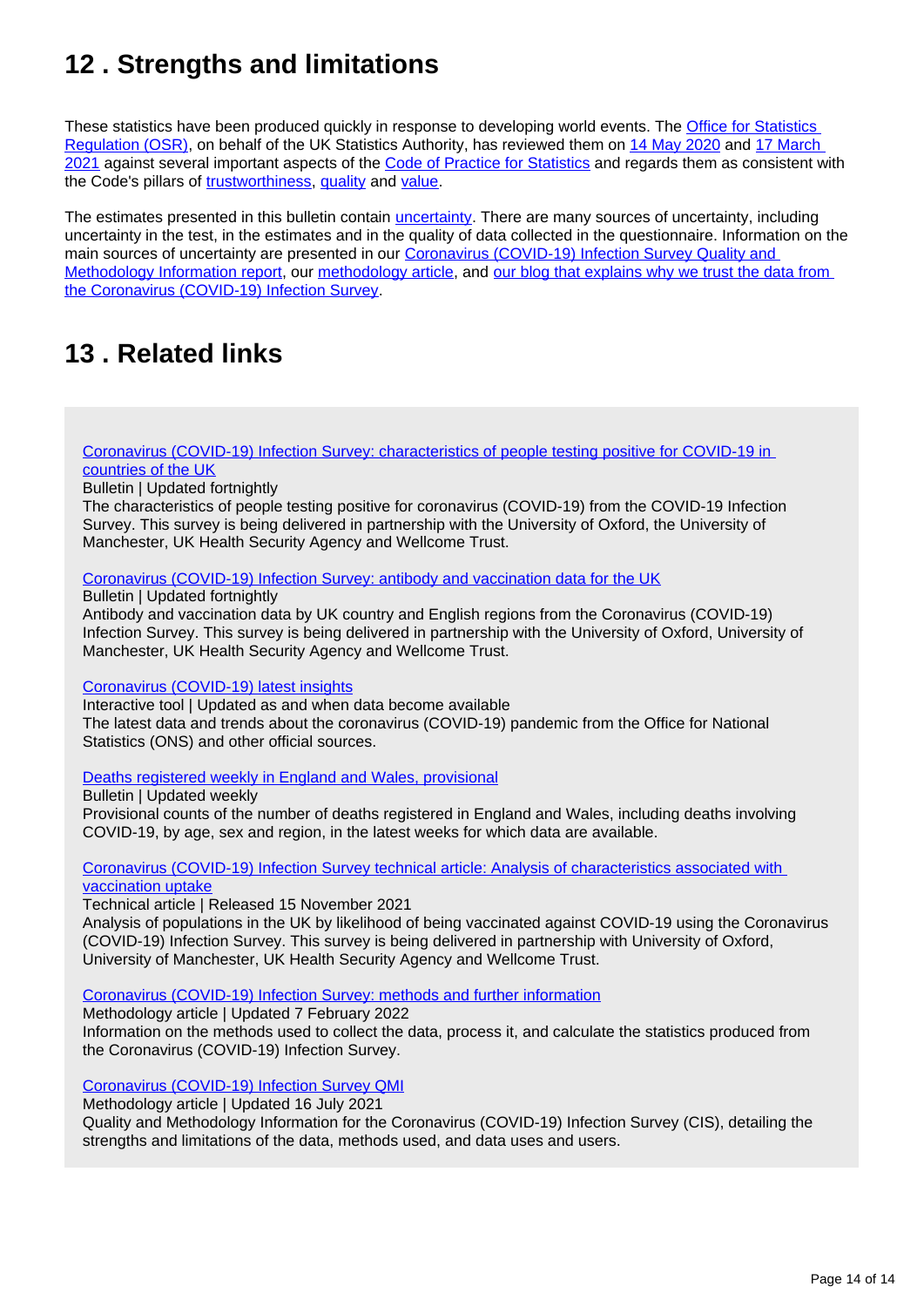## 12 . Strengths and limitations

These statistics have been produced quickly in response to developing world events. The Office for Statistics Regulation (OSR), on behalf of the UK Statistics Authority, has reviewed them on 14 May 2020 and 17 March 2021 against several important aspects of the Code of Practice for Statistics and regards them as consistent with the Code's pillars of trustworthiness, quality and value.

The estimates presented in this bulletin contain uncertainty. There are many sources of uncertainty, including uncertainty in the test, in the estimates and in the quality of data collected in the questionnaire. Information on the main sources of uncertainty are presented in our Coronavirus (COVID-19) Infection Survey Quality and Methodology Information report, our methodology article, and our blog that explains why we trust the data from the Coronavirus (COVID-19) Infection Survey.

## 13 . Related links

Coronavirus (COVID-19) Infection Survey: characteristics of people testing positive for COVID-19 in countries of the UK
Bulletin | Updated fortnightly
The characteristics of people testing positive for coronavirus (COVID-19) from the COVID-19 Infection Survey. This survey is being delivered in partnership with the University of Oxford, the University of Manchester, UK Health Security Agency and Wellcome Trust.

Coronavirus (COVID-19) Infection Survey: antibody and vaccination data for the UK
Bulletin | Updated fortnightly
Antibody and vaccination data by UK country and English regions from the Coronavirus (COVID-19) Infection Survey. This survey is being delivered in partnership with the University of Oxford, University of Manchester, UK Health Security Agency and Wellcome Trust.

Coronavirus (COVID-19) latest insights
Interactive tool | Updated as and when data become available
The latest data and trends about the coronavirus (COVID-19) pandemic from the Office for National Statistics (ONS) and other official sources.

Deaths registered weekly in England and Wales, provisional
Bulletin | Updated weekly
Provisional counts of the number of deaths registered in England and Wales, including deaths involving COVID-19, by age, sex and region, in the latest weeks for which data are available.

Coronavirus (COVID-19) Infection Survey technical article: Analysis of characteristics associated with vaccination uptake
Technical article | Released 15 November 2021
Analysis of populations in the UK by likelihood of being vaccinated against COVID-19 using the Coronavirus (COVID-19) Infection Survey. This survey is being delivered in partnership with University of Oxford, University of Manchester, UK Health Security Agency and Wellcome Trust.

Coronavirus (COVID-19) Infection Survey: methods and further information
Methodology article | Updated 7 February 2022
Information on the methods used to collect the data, process it, and calculate the statistics produced from the Coronavirus (COVID-19) Infection Survey.

Coronavirus (COVID-19) Infection Survey QMI
Methodology article | Updated 16 July 2021
Quality and Methodology Information for the Coronavirus (COVID-19) Infection Survey (CIS), detailing the strengths and limitations of the data, methods used, and data uses and users.